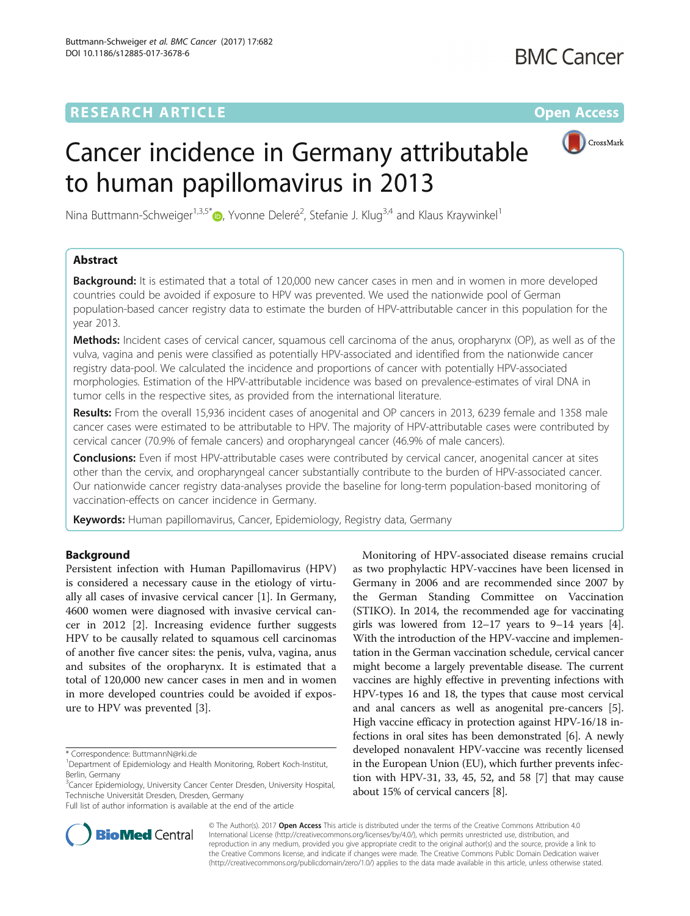RESEARCH ARTICLE

Open Access

# Cancer incidence in Germany attributable to human papillomavirus in 2013

Nina Buttmann-Schweiger[1,3,5*], Yvonne Deleré[2], Stefanie J. Klug[3,4] and Klaus Kraywinkel[1]

## Abstract

**Background:** It is estimated that a total of 120,000 new cancer cases in men and in women in more developed countries could be avoided if exposure to HPV was prevented. We used the nationwide pool of German population-based cancer registry data to estimate the burden of HPV-attributable cancer in this population for the year 2013.

**Methods:** Incident cases of cervical cancer, squamous cell carcinoma of the anus, oropharynx (OP), as well as of the vulva, vagina and penis were classified as potentially HPV-associated and identified from the nationwide cancer registry data-pool. We calculated the incidence and proportions of cancer with potentially HPV-associated morphologies. Estimation of the HPV-attributable incidence was based on prevalence-estimates of viral DNA in tumor cells in the respective sites, as provided from the international literature.

**Results:** From the overall 15,936 incident cases of anogenital and OP cancers in 2013, 6239 female and 1358 male cancer cases were estimated to be attributable to HPV. The majority of HPV-attributable cases were contributed by cervical cancer (70.9% of female cancers) and oropharyngeal cancer (46.9% of male cancers).

**Conclusions:** Even if most HPV-attributable cases were contributed by cervical cancer, anogenital cancer at sites other than the cervix, and oropharyngeal cancer substantially contribute to the burden of HPV-associated cancer. Our nationwide cancer registry data-analyses provide the baseline for long-term population-based monitoring of vaccination-effects on cancer incidence in Germany.

**Keywords:** Human papillomavirus, Cancer, Epidemiology, Registry data, Germany

## Background

Persistent infection with Human Papillomavirus (HPV) is considered a necessary cause in the etiology of virtually all cases of invasive cervical cancer [1]. In Germany, 4600 women were diagnosed with invasive cervical cancer in 2012 [2]. Increasing evidence further suggests HPV to be causally related to squamous cell carcinomas of another five cancer sites: the penis, vulva, vagina, anus and subsites of the oropharynx. It is estimated that a total of 120,000 new cancer cases in men and in women in more developed countries could be avoided if exposure to HPV was prevented [3].

Monitoring of HPV-associated disease remains crucial as two prophylactic HPV-vaccines have been licensed in Germany in 2006 and are recommended since 2007 by the German Standing Committee on Vaccination (STIKO). In 2014, the recommended age for vaccinating girls was lowered from 12–17 years to 9–14 years [4]. With the introduction of the HPV-vaccine and implementation in the German vaccination schedule, cervical cancer might become a largely preventable disease. The current vaccines are highly effective in preventing infections with HPV-types 16 and 18, the types that cause most cervical and anal cancers as well as anogenital pre-cancers [5]. High vaccine efficacy in protection against HPV-16/18 infections in oral sites has been demonstrated [6]. A newly developed nonavalent HPV-vaccine was recently licensed in the European Union (EU), which further prevents infection with HPV-31, 33, 45, 52, and 58 [7] that may cause about 15% of cervical cancers [8].

\* Correspondence: ButtmannN@rki.de
[1]Department of Epidemiology and Health Monitoring, Robert Koch-Institut, Berlin, Germany
[3]Cancer Epidemiology, University Cancer Center Dresden, University Hospital, Technische Universität Dresden, Dresden, Germany
Full list of author information is available at the end of the article

© The Author(s). 2017 **Open Access** This article is distributed under the terms of the Creative Commons Attribution 4.0 International License (http://creativecommons.org/licenses/by/4.0/), which permits unrestricted use, distribution, and reproduction in any medium, provided you give appropriate credit to the original author(s) and the source, provide a link to the Creative Commons license, and indicate if changes were made. The Creative Commons Public Domain Dedication waiver (http://creativecommons.org/publicdomain/zero/1.0/) applies to the data made available in this article, unless otherwise stated.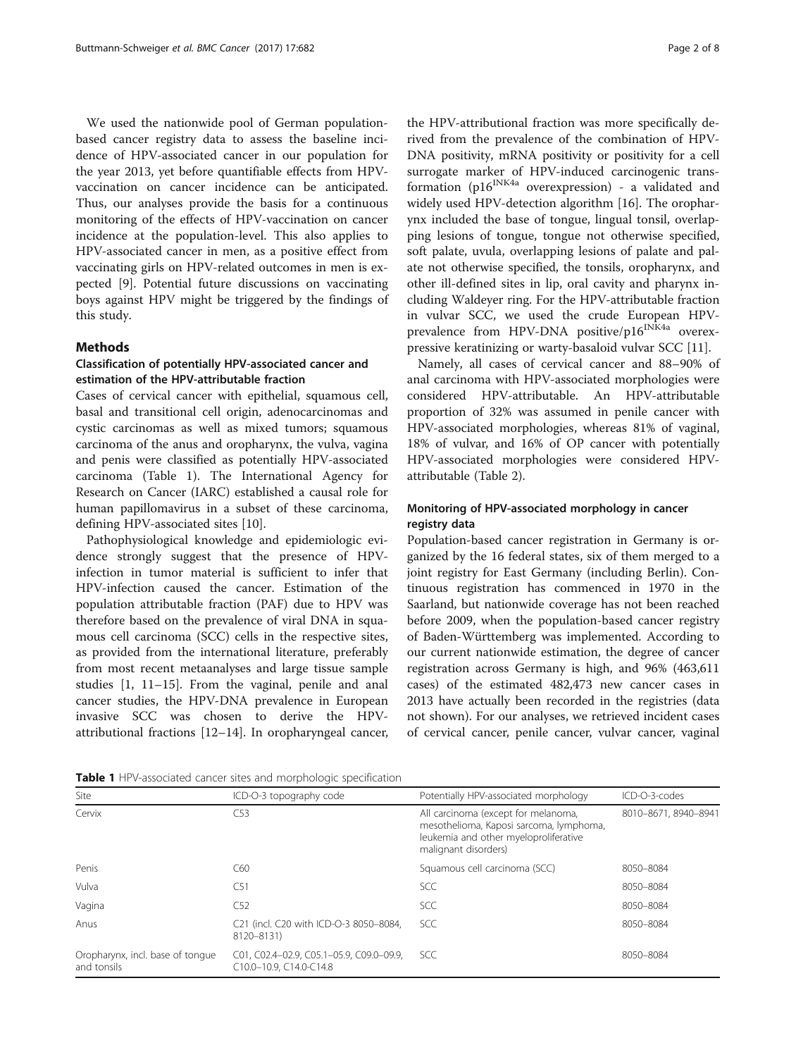We used the nationwide pool of German population-based cancer registry data to assess the baseline incidence of HPV-associated cancer in our population for the year 2013, yet before quantifiable effects from HPV-vaccination on cancer incidence can be anticipated. Thus, our analyses provide the basis for a continuous monitoring of the effects of HPV-vaccination on cancer incidence at the population-level. This also applies to HPV-associated cancer in men, as a positive effect from vaccinating girls on HPV-related outcomes in men is expected [9]. Potential future discussions on vaccinating boys against HPV might be triggered by the findings of this study.

## Methods

### Classification of potentially HPV-associated cancer and estimation of the HPV-attributable fraction

Cases of cervical cancer with epithelial, squamous cell, basal and transitional cell origin, adenocarcinomas and cystic carcinomas as well as mixed tumors; squamous carcinoma of the anus and oropharynx, the vulva, vagina and penis were classified as potentially HPV-associated carcinoma (Table 1). The International Agency for Research on Cancer (IARC) established a causal role for human papillomavirus in a subset of these carcinoma, defining HPV-associated sites [10].

Pathophysiological knowledge and epidemiologic evidence strongly suggest that the presence of HPV-infection in tumor material is sufficient to infer that HPV-infection caused the cancer. Estimation of the population attributable fraction (PAF) due to HPV was therefore based on the prevalence of viral DNA in squamous cell carcinoma (SCC) cells in the respective sites, as provided from the international literature, preferably from most recent metaanalyses and large tissue sample studies [1, 11–15]. From the vaginal, penile and anal cancer studies, the HPV-DNA prevalence in European invasive SCC was chosen to derive the HPV-attributional fractions [12–14]. In oropharyngeal cancer, the HPV-attributional fraction was more specifically derived from the prevalence of the combination of HPV-DNA positivity, mRNA positivity or positivity for a cell surrogate marker of HPV-induced carcinogenic transformation (p16$^{INK4a}$ overexpression) - a validated and widely used HPV-detection algorithm [16]. The oropharynx included the base of tongue, lingual tonsil, overlapping lesions of tongue, tongue not otherwise specified, soft palate, uvula, overlapping lesions of palate and palate not otherwise specified, the tonsils, oropharynx, and other ill-defined sites in lip, oral cavity and pharynx including Waldeyer ring. For the HPV-attributable fraction in vulvar SCC, we used the crude European HPV-prevalence from HPV-DNA positive/p16$^{INK4a}$ overexpressive keratinizing or warty-basaloid vulvar SCC [11].

Namely, all cases of cervical cancer and 88–90% of anal carcinoma with HPV-associated morphologies were considered HPV-attributable. An HPV-attributable proportion of 32% was assumed in penile cancer with HPV-associated morphologies, whereas 81% of vaginal, 18% of vulvar, and 16% of OP cancer with potentially HPV-associated morphologies were considered HPV-attributable (Table 2).

### Monitoring of HPV-associated morphology in cancer registry data

Population-based cancer registration in Germany is organized by the 16 federal states, six of them merged to a joint registry for East Germany (including Berlin). Continuous registration has commenced in 1970 in the Saarland, but nationwide coverage has not been reached before 2009, when the population-based cancer registry of Baden-Württemberg was implemented. According to our current nationwide estimation, the degree of cancer registration across Germany is high, and 96% (463,611 cases) of the estimated 482,473 new cancer cases in 2013 have actually been recorded in the registries (data not shown). For our analyses, we retrieved incident cases of cervical cancer, penile cancer, vulvar cancer, vaginal

**Table 1** HPV-associated cancer sites and morphologic specification

| Site | ICD-O-3 topography code | Potentially HPV-associated morphology | ICD-O-3-codes |
|---|---|---|---|
| Cervix | C53 | All carcinoma (except for melanoma, mesothelioma, Kaposi sarcoma, lymphoma, leukemia and other myeloproliferative malignant disorders) | 8010–8671, 8940–8941 |
| Penis | C60 | Squamous cell carcinoma (SCC) | 8050–8084 |
| Vulva | C51 | SCC | 8050–8084 |
| Vagina | C52 | SCC | 8050–8084 |
| Anus | C21 (incl. C20 with ICD-O-3 8050–8084, 8120–8131) | SCC | 8050–8084 |
| Oropharynx, incl. base of tongue and tonsils | C01, C02.4–02.9, C05.1–05.9, C09.0–09.9, C10.0–10.9, C14.0-C14.8 | SCC | 8050–8084 |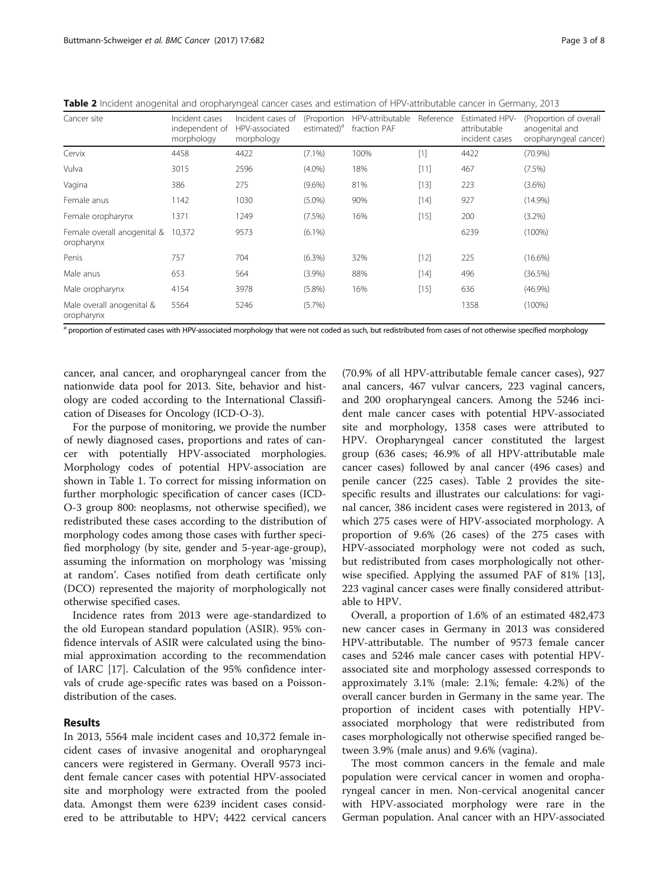**Table 2** Incident anogenital and oropharyngeal cancer cases and estimation of HPV-attributable cancer in Germany, 2013

| Cancer site | Incident cases independent of morphology | Incident cases of HPV-associated morphology | (Proportion estimated)[a] | HPV-attributable fraction PAF | Reference | Estimated HPV-attributable incident cases | (Proportion of overall anogenital and oropharyngeal cancer) |
|---|---|---|---|---|---|---|---|
| Cervix | 4458 | 4422 | (7.1%) | 100% | [1] | 4422 | (70.9%) |
| Vulva | 3015 | 2596 | (4.0%) | 18% | [11] | 467 | (7.5%) |
| Vagina | 386 | 275 | (9.6%) | 81% | [13] | 223 | (3.6%) |
| Female anus | 1142 | 1030 | (5.0%) | 90% | [14] | 927 | (14.9%) |
| Female oropharynx | 1371 | 1249 | (7.5%) | 16% | [15] | 200 | (3.2%) |
| Female overall anogenital & oropharynx | 10,372 | 9573 | (6.1%) | | | 6239 | (100%) |
| Penis | 757 | 704 | (6.3%) | 32% | [12] | 225 | (16.6%) |
| Male anus | 653 | 564 | (3.9%) | 88% | [14] | 496 | (36.5%) |
| Male oropharynx | 4154 | 3978 | (5.8%) | 16% | [15] | 636 | (46.9%) |
| Male overall anogenital & oropharynx | 5564 | 5246 | (5.7%) | | | 1358 | (100%) |

[a] proportion of estimated cases with HPV-associated morphology that were not coded as such, but redistributed from cases of not otherwise specified morphology

cancer, anal cancer, and oropharyngeal cancer from the nationwide data pool for 2013. Site, behavior and histology are coded according to the International Classification of Diseases for Oncology (ICD-O-3).

For the purpose of monitoring, we provide the number of newly diagnosed cases, proportions and rates of cancer with potentially HPV-associated morphologies. Morphology codes of potential HPV-association are shown in Table 1. To correct for missing information on further morphologic specification of cancer cases (ICD-O-3 group 800: neoplasms, not otherwise specified), we redistributed these cases according to the distribution of morphology codes among those cases with further specified morphology (by site, gender and 5-year-age-group), assuming the information on morphology was 'missing at random'. Cases notified from death certificate only (DCO) represented the majority of morphologically not otherwise specified cases.

Incidence rates from 2013 were age-standardized to the old European standard population (ASIR). 95% confidence intervals of ASIR were calculated using the binomial approximation according to the recommendation of IARC [17]. Calculation of the 95% confidence intervals of crude age-specific rates was based on a Poisson-distribution of the cases.

## Results

In 2013, 5564 male incident cases and 10,372 female incident cases of invasive anogenital and oropharyngeal cancers were registered in Germany. Overall 9573 incident female cancer cases with potential HPV-associated site and morphology were extracted from the pooled data. Amongst them were 6239 incident cases considered to be attributable to HPV; 4422 cervical cancers (70.9% of all HPV-attributable female cancer cases), 927 anal cancers, 467 vulvar cancers, 223 vaginal cancers, and 200 oropharyngeal cancers. Among the 5246 incident male cancer cases with potential HPV-associated site and morphology, 1358 cases were attributed to HPV. Oropharyngeal cancer constituted the largest group (636 cases; 46.9% of all HPV-attributable male cancer cases) followed by anal cancer (496 cases) and penile cancer (225 cases). Table 2 provides the site-specific results and illustrates our calculations: for vaginal cancer, 386 incident cases were registered in 2013, of which 275 cases were of HPV-associated morphology. A proportion of 9.6% (26 cases) of the 275 cases with HPV-associated morphology were not coded as such, but redistributed from cases morphologically not otherwise specified. Applying the assumed PAF of 81% [13], 223 vaginal cancer cases were finally considered attributable to HPV.

Overall, a proportion of 1.6% of an estimated 482,473 new cancer cases in Germany in 2013 was considered HPV-attributable. The number of 9573 female cancer cases and 5246 male cancer cases with potential HPV-associated site and morphology assessed corresponds to approximately 3.1% (male: 2.1%; female: 4.2%) of the overall cancer burden in Germany in the same year. The proportion of incident cases with potentially HPV-associated morphology that were redistributed from cases morphologically not otherwise specified ranged between 3.9% (male anus) and 9.6% (vagina).

The most common cancers in the female and male population were cervical cancer in women and oropharyngeal cancer in men. Non-cervical anogenital cancer with HPV-associated morphology were rare in the German population. Anal cancer with an HPV-associated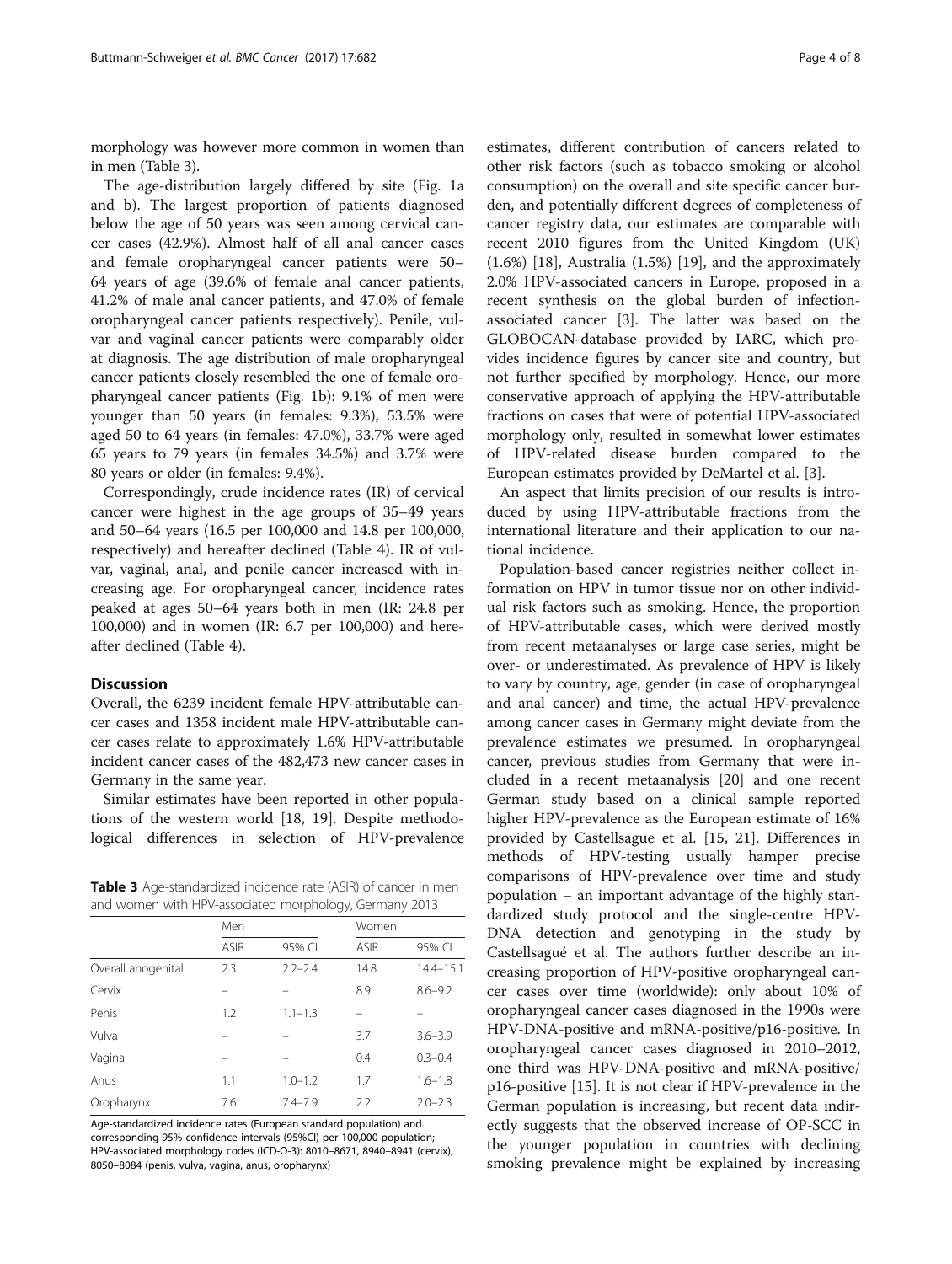morphology was however more common in women than in men (Table 3).

The age-distribution largely differed by site (Fig. 1a and b). The largest proportion of patients diagnosed below the age of 50 years was seen among cervical cancer cases (42.9%). Almost half of all anal cancer cases and female oropharyngeal cancer patients were 50–64 years of age (39.6% of female anal cancer patients, 41.2% of male anal cancer patients, and 47.0% of female oropharyngeal cancer patients respectively). Penile, vulvar and vaginal cancer patients were comparably older at diagnosis. The age distribution of male oropharyngeal cancer patients closely resembled the one of female oropharyngeal cancer patients (Fig. 1b): 9.1% of men were younger than 50 years (in females: 9.3%), 53.5% were aged 50 to 64 years (in females: 47.0%), 33.7% were aged 65 years to 79 years (in females 34.5%) and 3.7% were 80 years or older (in females: 9.4%).

Correspondingly, crude incidence rates (IR) of cervical cancer were highest in the age groups of 35–49 years and 50–64 years (16.5 per 100,000 and 14.8 per 100,000, respectively) and hereafter declined (Table 4). IR of vulvar, vaginal, anal, and penile cancer increased with increasing age. For oropharyngeal cancer, incidence rates peaked at ages 50–64 years both in men (IR: 24.8 per 100,000) and in women (IR: 6.7 per 100,000) and hereafter declined (Table 4).

## Discussion

Overall, the 6239 incident female HPV-attributable cancer cases and 1358 incident male HPV-attributable cancer cases relate to approximately 1.6% HPV-attributable incident cancer cases of the 482,473 new cancer cases in Germany in the same year.

Similar estimates have been reported in other populations of the western world [18, 19]. Despite methodological differences in selection of HPV-prevalence estimates, different contribution of cancers related to other risk factors (such as tobacco smoking or alcohol consumption) on the overall and site specific cancer burden, and potentially different degrees of completeness of cancer registry data, our estimates are comparable with recent 2010 figures from the United Kingdom (UK) (1.6%) [18], Australia (1.5%) [19], and the approximately 2.0% HPV-associated cancers in Europe, proposed in a recent synthesis on the global burden of infection-associated cancer [3]. The latter was based on the GLOBOCAN-database provided by IARC, which provides incidence figures by cancer site and country, but not further specified by morphology. Hence, our more conservative approach of applying the HPV-attributable fractions on cases that were of potential HPV-associated morphology only, resulted in somewhat lower estimates of HPV-related disease burden compared to the European estimates provided by DeMartel et al. [3].

An aspect that limits precision of our results is introduced by using HPV-attributable fractions from the international literature and their application to our national incidence.

Population-based cancer registries neither collect information on HPV in tumor tissue nor on other individual risk factors such as smoking. Hence, the proportion of HPV-attributable cases, which were derived mostly from recent metaanalyses or large case series, might be over- or underestimated. As prevalence of HPV is likely to vary by country, age, gender (in case of oropharyngeal and anal cancer) and time, the actual HPV-prevalence among cancer cases in Germany might deviate from the prevalence estimates we presumed. In oropharyngeal cancer, previous studies from Germany that were included in a recent metaanalysis [20] and one recent German study based on a clinical sample reported higher HPV-prevalence as the European estimate of 16% provided by Castellsague et al. [15, 21]. Differences in methods of HPV-testing usually hamper precise comparisons of HPV-prevalence over time and study population – an important advantage of the highly standardized study protocol and the single-centre HPV-DNA detection and genotyping in the study by Castellsagué et al. The authors further describe an increasing proportion of HPV-positive oropharyngeal cancer cases over time (worldwide): only about 10% of oropharyngeal cancer cases diagnosed in the 1990s were HPV-DNA-positive and mRNA-positive/p16-positive. In oropharyngeal cancer cases diagnosed in 2010–2012, one third was HPV-DNA-positive and mRNA-positive/p16-positive [15]. It is not clear if HPV-prevalence in the German population is increasing, but recent data indirectly suggests that the observed increase of OP-SCC in the younger population in countries with declining smoking prevalence might be explained by increasing

**Table 3** Age-standardized incidence rate (ASIR) of cancer in men and women with HPV-associated morphology, Germany 2013

| | Men | | Women | |
|---|---|---|---|---|
| | ASIR | 95% CI | ASIR | 95% CI |
| Overall anogenital | 2.3 | 2.2–2.4 | 14.8 | 14.4–15.1 |
| Cervix | – | – | 8.9 | 8.6–9.2 |
| Penis | 1.2 | 1.1–1.3 | – | – |
| Vulva | – | – | 3.7 | 3.6–3.9 |
| Vagina | – | – | 0.4 | 0.3–0.4 |
| Anus | 1.1 | 1.0–1.2 | 1.7 | 1.6–1.8 |
| Oropharynx | 7.6 | 7.4–7.9 | 2.2 | 2.0–2.3 |

Age-standardized incidence rates (European standard population) and corresponding 95% confidence intervals (95%CI) per 100,000 population; HPV-associated morphology codes (ICD-O-3): 8010–8671, 8940–8941 (cervix), 8050–8084 (penis, vulva, vagina, anus, oropharynx)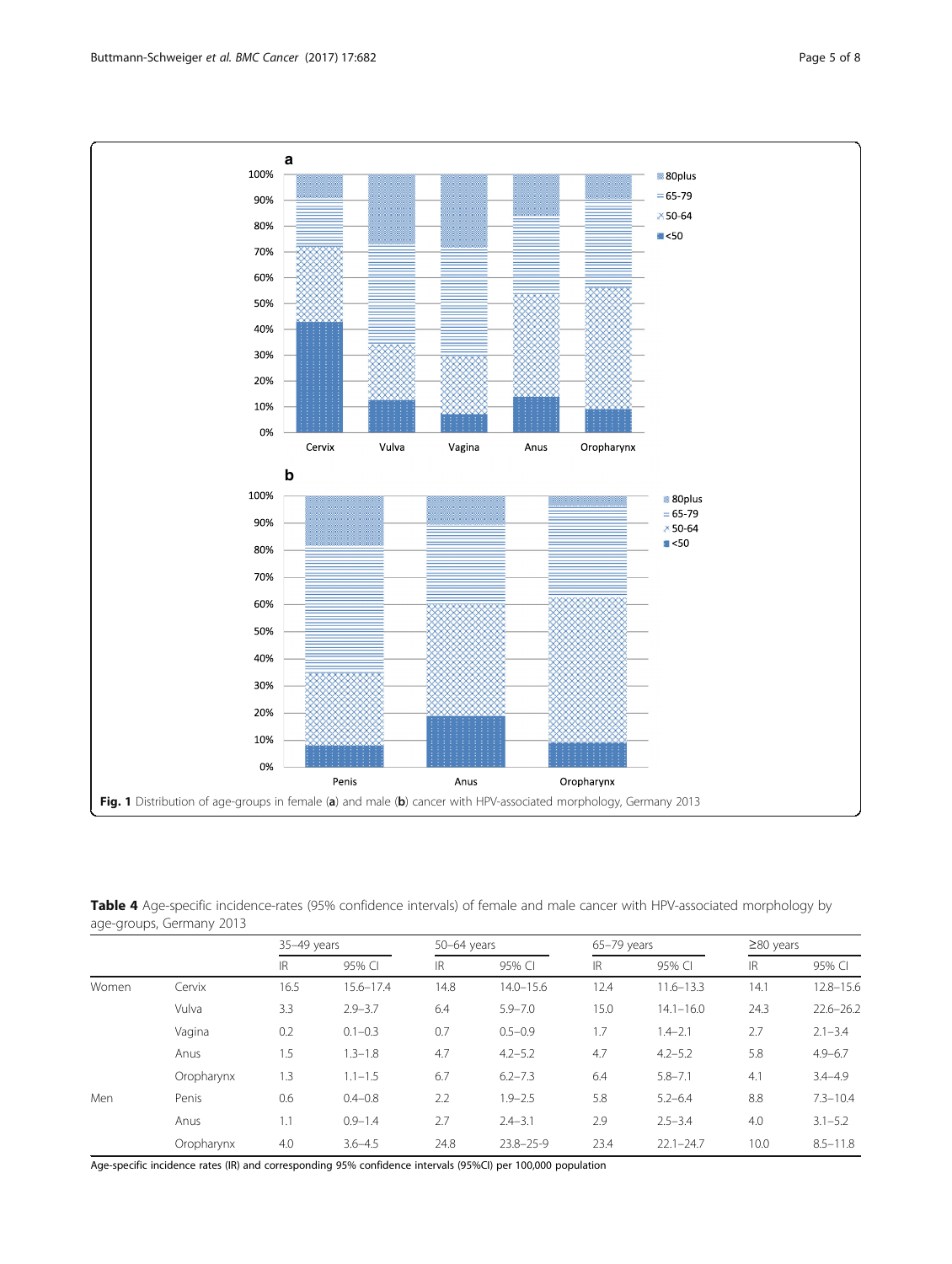Fig. 1 Distribution of age-groups in female (**a**) and male (**b**) cancer with HPV-associated morphology, Germany 2013

**Table 4** Age-specific incidence-rates (95% confidence intervals) of female and male cancer with HPV-associated morphology by age-groups, Germany 2013

| | | 35–49 years | | 50–64 years | | 65–79 years | | ≥80 years | |
|---|---|---|---|---|---|---|---|---|---|
| | | IR | 95% CI | IR | 95% CI | IR | 95% CI | IR | 95% CI |
| Women | Cervix | 16.5 | 15.6–17.4 | 14.8 | 14.0–15.6 | 12.4 | 11.6–13.3 | 14.1 | 12.8–15.6 |
| | Vulva | 3.3 | 2.9–3.7 | 6.4 | 5.9–7.0 | 15.0 | 14.1–16.0 | 24.3 | 22.6–26.2 |
| | Vagina | 0.2 | 0.1–0.3 | 0.7 | 0.5–0.9 | 1.7 | 1.4–2.1 | 2.7 | 2.1–3.4 |
| | Anus | 1.5 | 1.3–1.8 | 4.7 | 4.2–5.2 | 4.7 | 4.2–5.2 | 5.8 | 4.9–6.7 |
| | Oropharynx | 1.3 | 1.1–1.5 | 6.7 | 6.2–7.3 | 6.4 | 5.8–7.1 | 4.1 | 3.4–4.9 |
| Men | Penis | 0.6 | 0.4–0.8 | 2.2 | 1.9–2.5 | 5.8 | 5.2–6.4 | 8.8 | 7.3–10.4 |
| | Anus | 1.1 | 0.9–1.4 | 2.7 | 2.4–3.1 | 2.9 | 2.5–3.4 | 4.0 | 3.1–5.2 |
| | Oropharynx | 4.0 | 3.6–4.5 | 24.8 | 23.8–25-9 | 23.4 | 22.1–24.7 | 10.0 | 8.5–11.8 |

Age-specific incidence rates (IR) and corresponding 95% confidence intervals (95%CI) per 100,000 population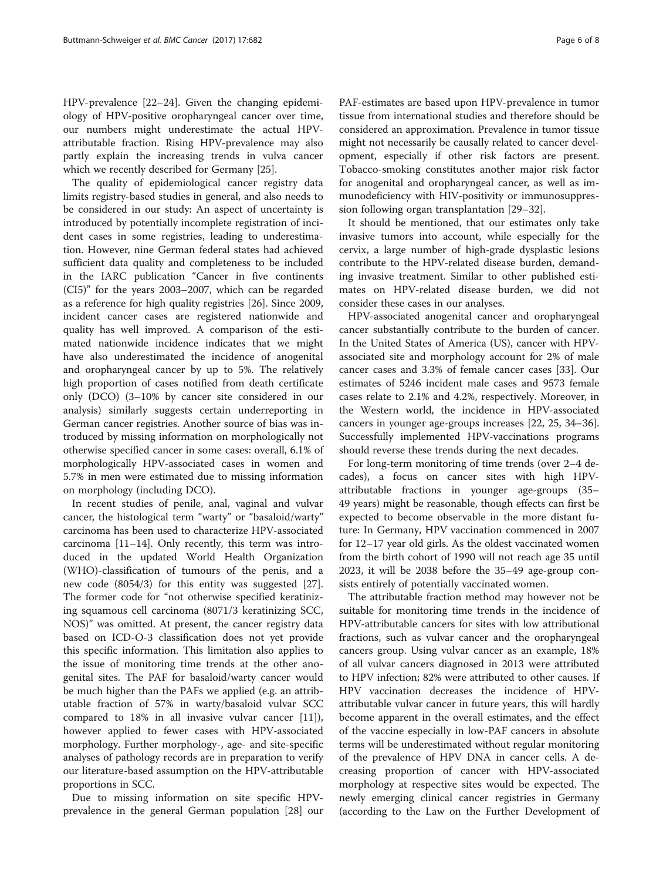HPV-prevalence [22–24]. Given the changing epidemiology of HPV-positive oropharyngeal cancer over time, our numbers might underestimate the actual HPV-attributable fraction. Rising HPV-prevalence may also partly explain the increasing trends in vulva cancer which we recently described for Germany [25].

The quality of epidemiological cancer registry data limits registry-based studies in general, and also needs to be considered in our study: An aspect of uncertainty is introduced by potentially incomplete registration of incident cases in some registries, leading to underestimation. However, nine German federal states had achieved sufficient data quality and completeness to be included in the IARC publication "Cancer in five continents (CI5)" for the years 2003–2007, which can be regarded as a reference for high quality registries [26]. Since 2009, incident cancer cases are registered nationwide and quality has well improved. A comparison of the estimated nationwide incidence indicates that we might have also underestimated the incidence of anogenital and oropharyngeal cancer by up to 5%. The relatively high proportion of cancers notified from death certificate only (DCO) (3–10% by cancer site considered in our analysis) similarly suggests certain underreporting in German cancer registries. Another source of bias was introduced by missing information on morphologically not otherwise specified cancer in some cases: overall, 6.1% of morphologically HPV-associated cases in women and 5.7% in men were estimated due to missing information on morphology (including DCO).

In recent studies of penile, anal, vaginal and vulvar cancer, the histological term "warty" or "basaloid/warty" carcinoma has been used to characterize HPV-associated carcinoma [11–14]. Only recently, this term was introduced in the updated World Health Organization (WHO)-classification of tumours of the penis, and a new code (8054/3) for this entity was suggested [27]. The former code for "not otherwise specified keratinizing squamous cell carcinoma (8071/3 keratinizing SCC, NOS)" was omitted. At present, the cancer registry data based on ICD-O-3 classification does not yet provide this specific information. This limitation also applies to the issue of monitoring time trends at the other anogenital sites. The PAF for basaloid/warty cancer would be much higher than the PAFs we applied (e.g. an attributable fraction of 57% in warty/basaloid vulvar SCC compared to 18% in all invasive vulvar cancer [11]), however applied to fewer cases with HPV-associated morphology. Further morphology-, age- and site-specific analyses of pathology records are in preparation to verify our literature-based assumption on the HPV-attributable proportions in SCC.

Due to missing information on site specific HPV-prevalence in the general German population [28] our PAF-estimates are based upon HPV-prevalence in tumor tissue from international studies and therefore should be considered an approximation. Prevalence in tumor tissue might not necessarily be causally related to cancer development, especially if other risk factors are present. Tobacco-smoking constitutes another major risk factor for anogenital and oropharyngeal cancer, as well as immunodeficiency with HIV-positivity or immunosuppression following organ transplantation [29–32].

It should be mentioned, that our estimates only take invasive tumors into account, while especially for the cervix, a large number of high-grade dysplastic lesions contribute to the HPV-related disease burden, demanding invasive treatment. Similar to other published estimates on HPV-related disease burden, we did not consider these cases in our analyses.

HPV-associated anogenital cancer and oropharyngeal cancer substantially contribute to the burden of cancer. In the United States of America (US), cancer with HPV-associated site and morphology account for 2% of male cancer cases and 3.3% of female cancer cases [33]. Our estimates of 5246 incident male cases and 9573 female cases relate to 2.1% and 4.2%, respectively. Moreover, in the Western world, the incidence in HPV-associated cancers in younger age-groups increases [22, 25, 34–36]. Successfully implemented HPV-vaccinations programs should reverse these trends during the next decades.

For long-term monitoring of time trends (over 2–4 decades), a focus on cancer sites with high HPV-attributable fractions in younger age-groups (35–49 years) might be reasonable, though effects can first be expected to become observable in the more distant future: In Germany, HPV vaccination commenced in 2007 for 12–17 year old girls. As the oldest vaccinated women from the birth cohort of 1990 will not reach age 35 until 2023, it will be 2038 before the 35–49 age-group consists entirely of potentially vaccinated women.

The attributable fraction method may however not be suitable for monitoring time trends in the incidence of HPV-attributable cancers for sites with low attributional fractions, such as vulvar cancer and the oropharyngeal cancers group. Using vulvar cancer as an example, 18% of all vulvar cancers diagnosed in 2013 were attributed to HPV infection; 82% were attributed to other causes. If HPV vaccination decreases the incidence of HPV-attributable vulvar cancer in future years, this will hardly become apparent in the overall estimates, and the effect of the vaccine especially in low-PAF cancers in absolute terms will be underestimated without regular monitoring of the prevalence of HPV DNA in cancer cells. A decreasing proportion of cancer with HPV-associated morphology at respective sites would be expected. The newly emerging clinical cancer registries in Germany (according to the Law on the Further Development of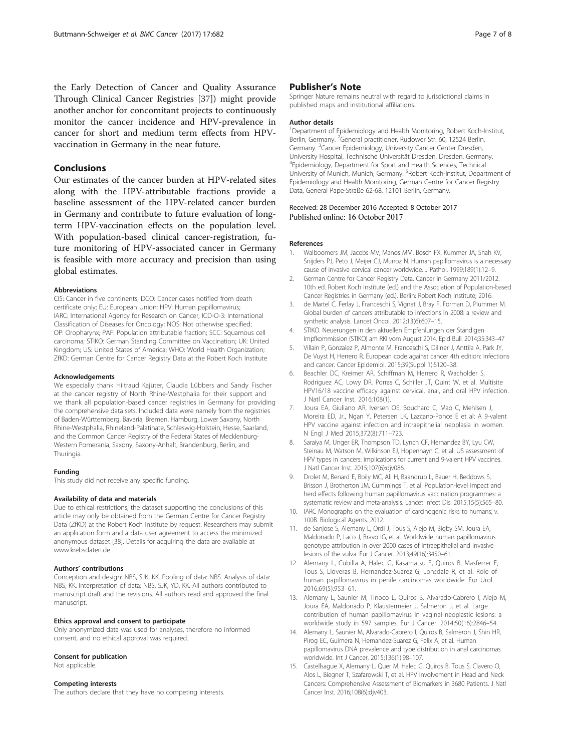the Early Detection of Cancer and Quality Assurance Through Clinical Cancer Registries [37]) might provide another anchor for concomitant projects to continuously monitor the cancer incidence and HPV-prevalence in cancer for short and medium term effects from HPV-vaccination in Germany in the near future.

## Conclusions

Our estimates of the cancer burden at HPV-related sites along with the HPV-attributable fractions provide a baseline assessment of the HPV-related cancer burden in Germany and contribute to future evaluation of long-term HPV-vaccination effects on the population level. With population-based clinical cancer-registration, future monitoring of HPV-associated cancer in Germany is feasible with more accuracy and precision than using global estimates.

#### Abbreviations

CI5: Cancer in five continents; DCO: Cancer cases notified from death certificate only; EU: European Union; HPV: Human papillomavirus; IARC: International Agency for Research on Cancer; ICD-O-3: International Classification of Diseases for Oncology; NOS: Not otherwise specified; OP: Oropharynx; PAF: Population attributable fraction; SCC: Squamous cell carcinoma; STIKO: German Standing Committee on Vaccination; UK: United Kingdom; US: United States of America; WHO: World Health Organization; ZfKD: German Centre for Cancer Registry Data at the Robert Koch Institute

#### Acknowledgements

We especially thank Hiltraud Kajüter, Claudia Lübbers and Sandy Fischer at the cancer registry of North Rhine-Westphalia for their support and we thank all population-based cancer registries in Germany for providing the comprehensive data sets. Included data were namely from the registries of Baden-Württemberg, Bavaria, Bremen, Hamburg, Lower Saxony, North Rhine-Westphalia, Rhineland-Palatinate, Schleswig-Holstein, Hesse, Saarland, and the Common Cancer Registry of the Federal States of Mecklenburg-Western Pomerania, Saxony, Saxony-Anhalt, Brandenburg, Berlin, and Thuringia.

#### Funding

This study did not receive any specific funding.

#### Availability of data and materials

Due to ethical restrictions, the dataset supporting the conclusions of this article may only be obtained from the German Centre for Cancer Registry Data (ZfKD) at the Robert Koch Institute by request. Researchers may submit an application form and a data user agreement to access the minimized anonymous dataset [38]. Details for acquiring the data are available at www.krebsdaten.de.

#### Authors' contributions

Conception and design: NBS, SJK, KK. Pooling of data: NBS. Analysis of data: NBS, KK. Interpretation of data: NBS, SJK, YD, KK. All authors contributed to manuscript draft and the revisions. All authors read and approved the final manuscript.

#### Ethics approval and consent to participate

Only anonymized data was used for analyses, therefore no informed consent, and no ethical approval was required.

#### Consent for publication

Not applicable.

#### Competing interests

The authors declare that they have no competing interests.

## Publisher's Note

Springer Nature remains neutral with regard to jurisdictional claims in published maps and institutional affiliations.

#### Author details

[1]Department of Epidemiology and Health Monitoring, Robert Koch-Institut, Berlin, Germany. [2]General practitioner, Rudower Str. 60, 12524 Berlin, Germany. [3]Cancer Epidemiology, University Cancer Center Dresden, University Hospital, Technische Universität Dresden, Dresden, Germany. [4]Epidemiology, Department for Sport and Health Sciences, Technical University of Munich, Munich, Germany. [5]Robert Koch-Institut, Department of Epidemiology and Health Monitoring, German Centre for Cancer Registry Data, General Pape-Straße 62-68, 12101 Berlin, Germany.

Received: 28 December 2016 Accepted: 8 October 2017
Published online: 16 October 2017

#### References

1. Walboomers JM, Jacobs MV, Manos MM, Bosch FX, Kummer JA, Shah KV, Snijders PJ, Peto J, Meijer CJ, Munoz N. Human papillomavirus is a necessary cause of invasive cervical cancer worldwide. J Pathol. 1999;189(1):12–9.
2. German Centre for Cancer Registry Data. Cancer in Germany 2011/2012. 10th ed. Robert Koch Institute (ed.) and the Association of Population-based Cancer Registries in Germany (ed.). Berlin: Robert Koch Institute; 2016.
3. de Martel C, Ferlay J, Franceschi S, Vignat J, Bray F, Forman D, Plummer M. Global burden of cancers attributable to infections in 2008: a review and synthetic analysis. Lancet Oncol. 2012;13(6):607–15.
4. STIKO. Neuerungen in den aktuellen Empfehlungen der Ständigen Impfkommission (STIKO) am RKI vom August 2014. Epid Bull. 2014;35:343–47
5. Villain P, Gonzalez P, Almonte M, Franceschi S, Dillner J, Anttila A, Park JY, De Vuyst H, Herrero R. European code against cancer 4th edition: infections and cancer. Cancer Epidemiol. 2015;39(Suppl 1):S120–38.
6. Beachler DC, Kreimer AR, Schiffman M, Herrero R, Wacholder S, Rodriguez AC, Lowy DR, Porras C, Schiller JT, Quint W, et al. Multisite HPV16/18 vaccine efficacy against cervical, anal, and oral HPV infection. J Natl Cancer Inst. 2016;108(1).
7. Joura EA, Giuliano AR, Iversen OE, Bouchard C, Mao C, Mehlsen J, Moreira ED, Jr., Ngan Y, Petersen LK, Lazcano-Ponce E et al: A 9-valent HPV vaccine against infection and intraepithelial neoplasia in women. N Engl J Med 2015;372(8):711–723.
8. Saraiya M, Unger ER, Thompson TD, Lynch CF, Hernandez BY, Lyu CW, Steinau M, Watson M, Wilkinson EJ, Hopenhayn C, et al. US assessment of HPV types in cancers: implications for current and 9-valent HPV vaccines. J Natl Cancer Inst. 2015;107(6):djv086.
9. Drolet M, Benard E, Boily MC, Ali H, Baandrup L, Bauer H, Beddows S, Brisson J, Brotherton JM, Cummings T, et al. Population-level impact and herd effects following human papillomavirus vaccination programmes: a systematic review and meta-analysis. Lancet Infect Dis. 2015;15(5):565–80.
10. IARC Monographs on the evaluation of carcinogenic risks to humans; v. 100B. Biological Agents. 2012.
11. de Sanjose S, Alemany L, Ordi J, Tous S, Alejo M, Bigby SM, Joura EA, Maldonado P, Laco J, Bravo IG, et al. Worldwide human papillomavirus genotype attribution in over 2000 cases of intraepithelial and invasive lesions of the vulva. Eur J Cancer. 2013;49(16):3450–61.
12. Alemany L, Cubilla A, Halec G, Kasamatsu E, Quiros B, Masferrer E, Tous S, Lloveras B, Hernandez-Suarez G, Lonsdale R, et al. Role of human papillomavirus in penile carcinomas worldwide. Eur Urol. 2016;69(5):953–61.
13. Alemany L, Saunier M, Tinoco L, Quiros B, Alvarado-Cabrero I, Alejo M, Joura EA, Maldonado P, Klaustermeier J, Salmeron J, et al. Large contribution of human papillomavirus in vaginal neoplastic lesions: a worldwide study in 597 samples. Eur J Cancer. 2014;50(16):2846–54.
14. Alemany L, Saunier M, Alvarado-Cabrero I, Quiros B, Salmeron J, Shin HR, Pirog EC, Guimera N, Hernandez-Suarez G, Felix A, et al. Human papillomavirus DNA prevalence and type distribution in anal carcinomas worldwide. Int J Cancer. 2015;136(1):98–107.
15. Castellsague X, Alemany L, Quer M, Halec G, Quiros B, Tous S, Clavero O, Alos L, Biegner T, Szafarowski T, et al. HPV Involvement in Head and Neck Cancers: Comprehensive Assessment of Biomarkers in 3680 Patients. J Natl Cancer Inst. 2016;108(6):djv403.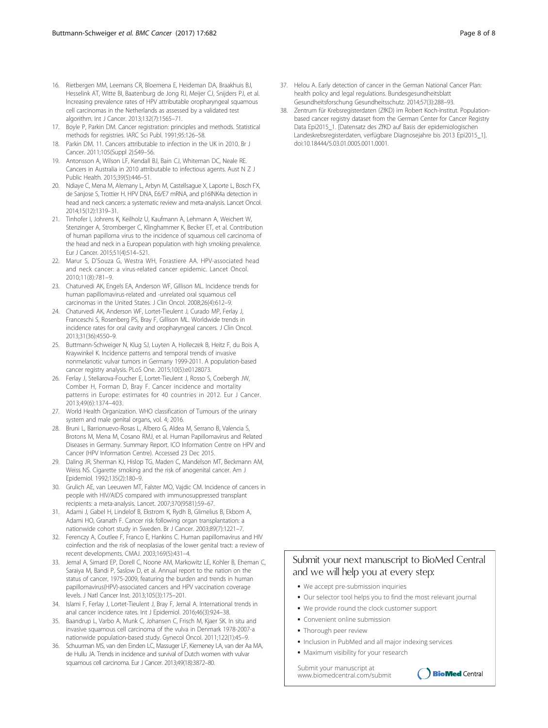16. Rietbergen MM, Leemans CR, Bloemena E, Heideman DA, Braakhuis BJ, Hesselink AT, Witte BI, Baatenburg de Jong RJ, Meijer CJ, Snijders PJ, et al. Increasing prevalence rates of HPV attributable oropharyngeal squamous cell carcinomas in the Netherlands as assessed by a validated test algorithm. Int J Cancer. 2013;132(7):1565–71.
17. Boyle P, Parkin DM. Cancer registration: principles and methods. Statistical methods for registries. IARC Sci Publ. 1991;95:126–58.
18. Parkin DM. 11. Cancers attributable to infection in the UK in 2010. Br J Cancer. 2011;105(Suppl 2):S49–56.
19. Antonsson A, Wilson LF, Kendall BJ, Bain CJ, Whiteman DC, Neale RE. Cancers in Australia in 2010 attributable to infectious agents. Aust N Z J Public Health. 2015;39(5):446–51.
20. Ndiaye C, Mena M, Alemany L, Arbyn M, Castellsague X, Laporte L, Bosch FX, de Sanjose S, Trottier H. HPV DNA, E6/E7 mRNA, and p16INK4a detection in head and neck cancers: a systematic review and meta-analysis. Lancet Oncol. 2014;15(12):1319–31.
21. Tinhofer I, Johrens K, Keilholz U, Kaufmann A, Lehmann A, Weichert W, Stenzinger A, Stromberger C, Klinghammer K, Becker ET, et al. Contribution of human papilloma virus to the incidence of squamous cell carcinoma of the head and neck in a European population with high smoking prevalence. Eur J Cancer. 2015;51(4):514–521.
22. Marur S, D'Souza G, Westra WH, Forastiere AA. HPV-associated head and neck cancer: a virus-related cancer epidemic. Lancet Oncol. 2010;11(8):781–9.
23. Chaturvedi AK, Engels EA, Anderson WF, Gillison ML. Incidence trends for human papillomavirus-related and -unrelated oral squamous cell carcinomas in the United States. J Clin Oncol. 2008;26(4):612–9.
24. Chaturvedi AK, Anderson WF, Lortet-Tieulent J, Curado MP, Ferlay J, Franceschi S, Rosenberg PS, Bray F, Gillison ML. Worldwide trends in incidence rates for oral cavity and oropharyngeal cancers. J Clin Oncol. 2013;31(36):4550–9.
25. Buttmann-Schweiger N, Klug SJ, Luyten A, Holleczek B, Heitz F, du Bois A, Kraywinkel K. Incidence patterns and temporal trends of invasive nonmelanotic vulvar tumors in Germany 1999-2011. A population-based cancer registry analysis. PLoS One. 2015;10(5):e0128073.
26. Ferlay J, Steliarova-Foucher E, Lortet-Tieulent J, Rosso S, Coebergh JW, Comber H, Forman D, Bray F. Cancer incidence and mortality patterns in Europe: estimates for 40 countries in 2012. Eur J Cancer. 2013;49(6):1374–403.
27. World Health Organization. WHO classification of Tumours of the urinary system and male genital organs, vol. 4; 2016.
28. Bruni L, Barrionuevo-Rosas L, Albero G, Aldea M, Serrano B, Valencia S, Brotons M, Mena M, Cosano RMJ, et al. Human Papillomavirus and Related Diseases in Germany. Summary Report. ICO Information Centre on HPV and Cancer (HPV Information Centre). Accessed 23 Dec 2015.
29. Daling JR, Sherman KJ, Hislop TG, Maden C, Mandelson MT, Beckmann AM, Weiss NS. Cigarette smoking and the risk of anogenital cancer. Am J Epidemiol. 1992;135(2):180–9.
30. Grulich AE, van Leeuwen MT, Falster MO, Vajdic CM. Incidence of cancers in people with HIV/AIDS compared with immunosuppressed transplant recipients: a meta-analysis. Lancet. 2007;370(9581):59–67.
31. Adami J, Gabel H, Lindelof B, Ekstrom K, Rydh B, Glimelius B, Ekbom A, Adami HO, Granath F. Cancer risk following organ transplantation: a nationwide cohort study in Sweden. Br J Cancer. 2003;89(7):1221–7.
32. Ferenczy A, Coutlee F, Franco E, Hankins C. Human papillomavirus and HIV coinfection and the risk of neoplasias of the lower genital tract: a review of recent developments. CMAJ. 2003;169(5):431–4.
33. Jemal A, Simard EP, Dorell C, Noone AM, Markowitz LE, Kohler B, Eheman C, Saraiya M, Bandi P, Saslow D, et al. Annual report to the nation on the status of cancer, 1975-2009, featuring the burden and trends in human papillomavirus(HPV)-associated cancers and HPV vaccination coverage levels. J Natl Cancer Inst. 2013;105(3):175–201.
34. Islami F, Ferlay J, Lortet-Tieulent J, Bray F, Jemal A. International trends in anal cancer incidence rates. Int J Epidemiol. 2016;46(3):924–38.
35. Baandrup L, Varbo A, Munk C, Johansen C, Frisch M, Kjaer SK. In situ and invasive squamous cell carcinoma of the vulva in Denmark 1978-2007-a nationwide population-based study. Gynecol Oncol. 2011;122(1):45–9.
36. Schuurman MS, van den Einden LC, Massuger LF, Kiemeney LA, van der Aa MA, de Hullu JA. Trends in incidence and survival of Dutch women with vulvar squamous cell carcinoma. Eur J Cancer. 2013;49(18):3872–80.
37. Helou A. Early detection of cancer in the German National Cancer Plan: health policy and legal regulations. Bundesgesundheitsblatt Gesundheitsforschung Gesundheitsschutz. 2014;57(3):288–93.
38. Zentrum für Krebsregisterdaten (ZfKD) im Robert Koch-Institut. Population-based cancer registry dataset from the German Center for Cancer Registry Data Epi2015_1. [Datensatz des ZfKD auf Basis der epidemiologischen Landeskrebsregisterdaten, verfügbare Diagnosejahre bis 2013 Epi2015_1]. doi:10.18444/5.03.01.0005.0011.0001.

Submit your next manuscript to BioMed Central and we will help you at every step:

- We accept pre-submission inquiries
- Our selector tool helps you to find the most relevant journal
- We provide round the clock customer support
- Convenient online submission
- Thorough peer review
- Inclusion in PubMed and all major indexing services
- Maximum visibility for your research

Submit your manuscript at www.biomedcentral.com/submit

BioMed Central